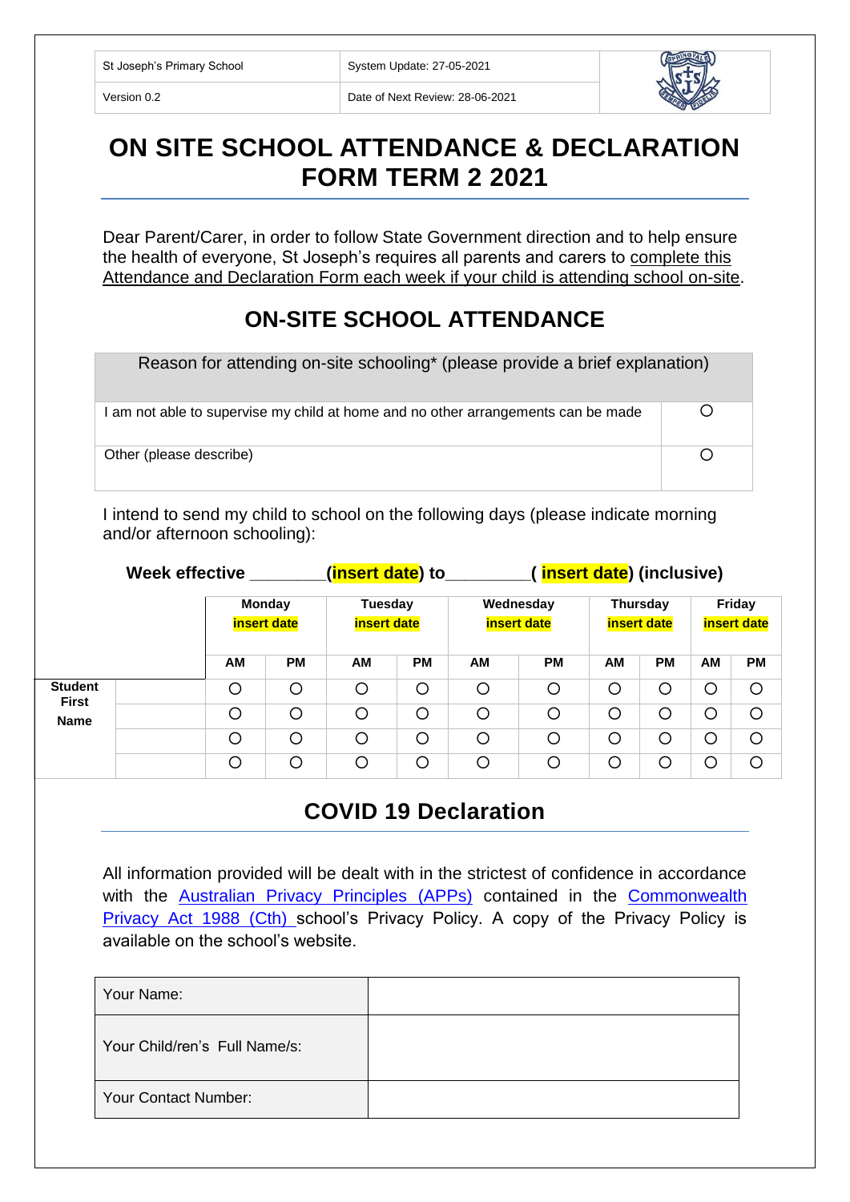| St Joseph's Primary School | System Update: 27-05-2021 |
| --- | --- |
| Version 0.2 | Date of Next Review: 28-06-2021 |

# ON SITE SCHOOL ATTENDANCE & DECLARATION FORM TERM 2 2021

Dear Parent/Carer, in order to follow State Government direction and to help ensure the health of everyone, St Joseph's requires all parents and carers to complete this Attendance and Declaration Form each week if your child is attending school on-site.

## ON-SITE SCHOOL ATTENDANCE

| Reason for attending on-site schooling* (please provide a brief explanation) | |
| --- | --- |
| I am not able to supervise my child at home and no other arrangements can be made | ○ |
| Other (please describe) | ○ |

I intend to send my child to school on the following days (please indicate morning and/or afternoon schooling):

**Week effective \_\_\_\_\_\_\_\_(insert date) to\_\_\_\_\_\_\_\_\_( insert date) (inclusive)**

| | | Monday insert date | | Tuesday insert date | | Wednesday insert date | | Thursday insert date | | Friday insert date | |
| --- | --- | --- | --- | --- | --- | --- | --- | --- | --- | --- | --- |
| | | AM | PM | AM | PM | AM | PM | AM | PM | AM | PM |
| Student First Name | | ○ | ○ | ○ | ○ | ○ | ○ | ○ | ○ | ○ | ○ |
| | | ○ | ○ | ○ | ○ | ○ | ○ | ○ | ○ | ○ | ○ |
| | | ○ | ○ | ○ | ○ | ○ | ○ | ○ | ○ | ○ | ○ |
| | | ○ | ○ | ○ | ○ | ○ | ○ | ○ | ○ | ○ | ○ |

## COVID 19 Declaration

All information provided will be dealt with in the strictest of confidence in accordance with the Australian Privacy Principles (APPs) contained in the Commonwealth Privacy Act 1988 (Cth) school's Privacy Policy. A copy of the Privacy Policy is available on the school's website.

| Your Name: | |
| --- | --- |
| Your Child/ren's Full Name/s: | |
| Your Contact Number: | |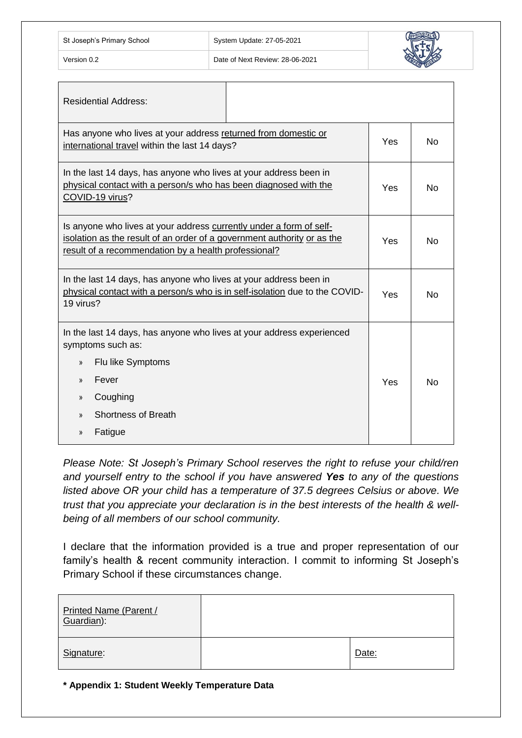| | | |
|---|---|---|
| Residential Address: | | |
| Has anyone who lives at your address returned from domestic or international travel within the last 14 days? | Yes | No |
| In the last 14 days, has anyone who lives at your address been in physical contact with a person/s who has been diagnosed with the COVID-19 virus? | Yes | No |
| Is anyone who lives at your address currently under a form of self-isolation as the result of an order of a government authority or as the result of a recommendation by a health professional? | Yes | No |
| In the last 14 days, has anyone who lives at your address been in physical contact with a person/s who is in self-isolation due to the COVID-19 virus? | Yes | No |
| In the last 14 days, has anyone who lives at your address experienced symptoms such as: » Flu like Symptoms » Fever » Coughing » Shortness of Breath » Fatigue | Yes | No |

*Please Note: St Joseph's Primary School reserves the right to refuse your child/ren and yourself entry to the school if you have answered **Yes** to any of the questions listed above OR your child has a temperature of 37.5 degrees Celsius or above. We trust that you appreciate your declaration is in the best interests of the health & well-being of all members of our school community.*

I declare that the information provided is a true and proper representation of our family's health & recent community interaction. I commit to informing St Joseph's Primary School if these circumstances change.

| | | |
|---|---|---|
| Printed Name (Parent / Guardian): | | |
| Signature: | | Date: |

**\* Appendix 1: Student Weekly Temperature Data**